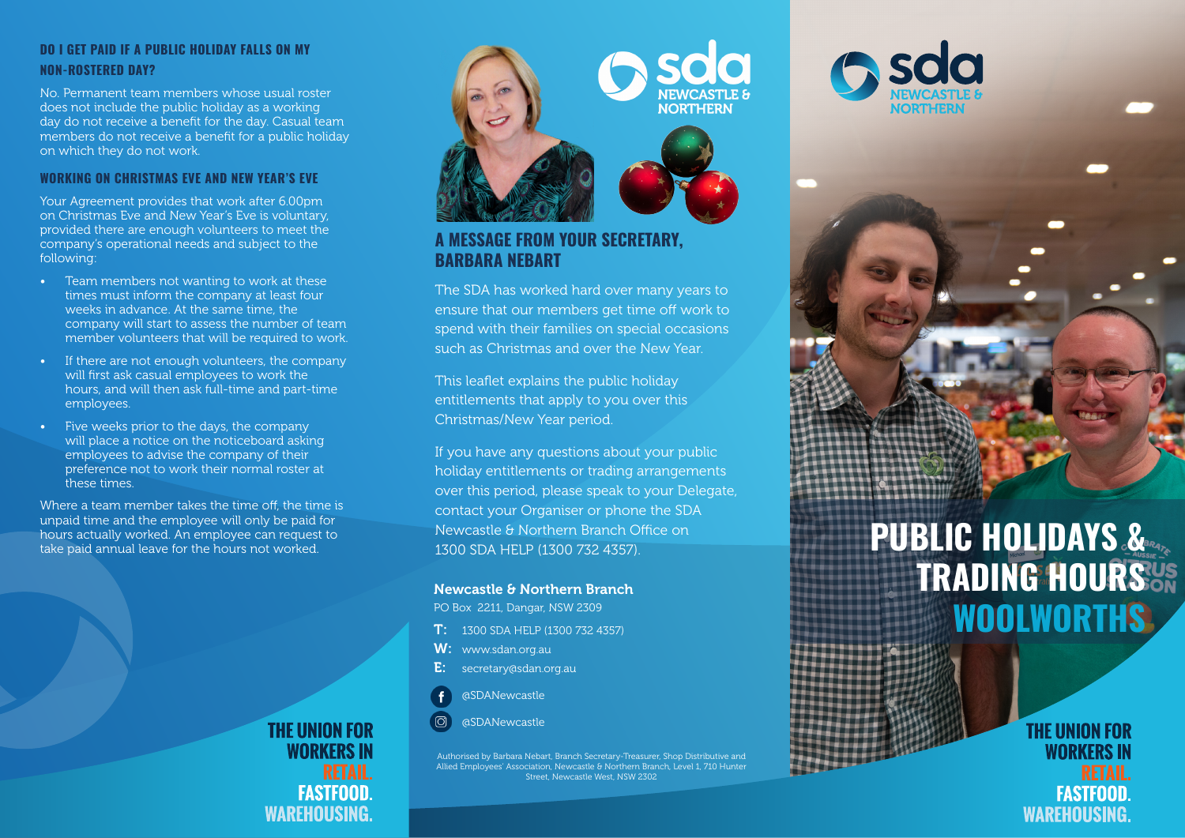## DO I GET PAID IF A PUBLIC HOLIDAY FALLS ON MY NON-ROSTERED DAY?

No. Permanent team members whose usual roster does not include the public holiday as a working day do not receive a benefit for the day. Casual team members do not receive a benefit for a public holiday on which they do not work.

## WORKING ON CHRISTMAS EVE AND NEW YEAR'S EVE

Your Agreement provides that work after 6.00pm on Christmas Eve and New Year's Eve is voluntary, provided there are enough volunteers to meet the company's operational needs and subject to the following:

- Team members not wanting to work at these times must inform the company at least four weeks in advance. At the same time, the company will start to assess the number of team member volunteers that will be required to work.
- If there are not enough volunteers, the company will first ask casual employees to work the hours, and will then ask full-time and part-time employees.
- Five weeks prior to the days, the company will place a notice on the noticeboard asking employees to advise the company of their preference not to work their normal roster at these times.

Where a team member takes the time off, the time is unpaid time and the employee will only be paid for hours actually worked. An employee can request to take paid annual leave for the hours not worked.

**THE UNION FOR WORKERS IN RETAIL. FASTFOOD. WAREHOUSING.**

sda NEWCASTLE & NORTHERN

## A MESSAGE FROM YOUR SECRETARY, BARBARA NEBART

The SDA has worked hard over many years to ensure that our members get time off work to spend with their families on special occasions such as Christmas and over the New Year.

This leaflet explains the public holiday entitlements that apply to you over this Christmas/New Year period.

If you have any questions about your public holiday entitlements or trading arrangements over this period, please speak to your Delegate, contact your Organiser or phone the SDA Newcastle & Northern Branch Office on 1300 SDA HELP (1300 732 4357).

**Newcastle & Northern Branch**

PO Box 2211, Dangar, NSW 2309

**T:** 1300 SDA HELP (1300 732 4357)

**W:** www.sdan.org.au

**E:** secretary@sdan.org.au

@SDANewcastle

@SDANewcastle

Authorised by Barbara Nebart, Branch Secretary-Treasurer, Shop Distributive and Allied Employees' Association, Newcastle & Northern Branch, Level 1, 710 Hunter Street, Newcastle West, NSW 2302

sda NEWCASTLE & NORTHERN

# PUBLIC HOLIDAYS & TRADING HOURS WOOLWORTHS

**THE UNION FOR WORKERS IN RETAIL. FASTFOOD. WAREHOUSING.**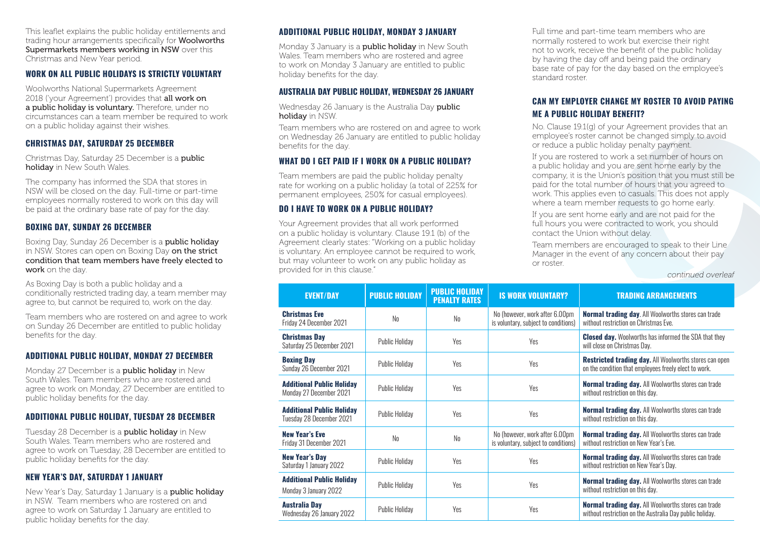This leaflet explains the public holiday entitlements and trading hour arrangements specifically for **Woolworths Supermarkets members working in NSW** over this Christmas and New Year period.

## WORK ON ALL PUBLIC HOLIDAYS IS STRICTLY VOLUNTARY

Woolworths National Supermarkets Agreement 2018 ('your Agreement') provides that **all work on a public holiday is voluntary.** Therefore, under no circumstances can a team member be required to work on a public holiday against their wishes.

## CHRISTMAS DAY, SATURDAY 25 DECEMBER

Christmas Day, Saturday 25 December is a **public holiday** in New South Wales.

The company has informed the SDA that stores in NSW will be closed on the day. Full-time or part-time employees normally rostered to work on this day will be paid at the ordinary base rate of pay for the day.

## BOXING DAY, SUNDAY 26 DECEMBER

Boxing Day, Sunday 26 December is a **public holiday** in NSW. Stores can open on Boxing Day **on the strict condition that team members have freely elected to work** on the day.

As Boxing Day is both a public holiday and a conditionally restricted trading day, a team member may agree to, but cannot be required to, work on the day.

Team members who are rostered on and agree to work on Sunday 26 December are entitled to public holiday benefits for the day.

## ADDITIONAL PUBLIC HOLIDAY, MONDAY 27 DECEMBER

Monday 27 December is a **public holiday** in New South Wales. Team members who are rostered and agree to work on Monday, 27 December are entitled to public holiday benefits for the day.

## ADDITIONAL PUBLIC HOLIDAY, TUESDAY 28 DECEMBER

Tuesday 28 December is a **public holiday** in New South Wales. Team members who are rostered and agree to work on Tuesday, 28 December are entitled to public holiday benefits for the day.

## NEW YEAR'S DAY, SATURDAY 1 JANUARY

New Year's Day, Saturday 1 January is a **public holiday** in NSW. Team members who are rostered on and agree to work on Saturday 1 January are entitled to public holiday benefits for the day.

## ADDITIONAL PUBLIC HOLIDAY, MONDAY 3 JANUARY

Monday 3 January is a **public holiday** in New South Wales. Team members who are rostered and agree to work on Monday 3 January are entitled to public holiday benefits for the day.

## AUSTRALIA DAY PUBLIC HOLIDAY, WEDNESDAY 26 JANUARY

Wednesday 26 January is the Australia Day **public holiday** in NSW.

Team members who are rostered on and agree to work on Wednesday 26 January are entitled to public holiday benefits for the day.

## WHAT DO I GET PAID IF I WORK ON A PUBLIC HOLIDAY?

Team members are paid the public holiday penalty rate for working on a public holiday (a total of 225% for permanent employees, 250% for casual employees).

## DO I HAVE TO WORK ON A PUBLIC HOLIDAY?

Your Agreement provides that all work performed on a public holiday is voluntary. Clause 19.1 (b) of the Agreement clearly states: "Working on a public holiday is voluntary. An employee cannot be required to work, but may volunteer to work on any public holiday as provided for in this clause."

Full time and part-time team members who are normally rostered to work but exercise their right not to work, receive the benefit of the public holiday by having the day off and being paid the ordinary base rate of pay for the day based on the employee's standard roster.

## CAN MY EMPLOYER CHANGE MY ROSTER TO AVOID PAYING ME A PUBLIC HOLIDAY BENEFIT?

No. Clause 19.1(g) of your Agreement provides that an employee's roster cannot be changed simply to avoid or reduce a public holiday penalty payment.

If you are rostered to work a set number of hours on a public holiday and you are sent home early by the company, it is the Union's position that you must still be paid for the total number of hours that you agreed to work. This applies even to casuals. This does not apply where a team member requests to go home early.

If you are sent home early and are not paid for the full hours you were contracted to work, you should contact the Union without delay.

Team members are encouraged to speak to their Line Manager in the event of any concern about their pay or roster.

*continued overleaf*

| EVENT/DAY | PUBLIC HOLIDAY | PUBLIC HOLIDAY PENALTY RATES | IS WORK VOLUNTARY? | TRADING ARRANGEMENTS |
|---|---|---|---|---|
| **Christmas Eve** Friday 24 December 2021 | No | No | No (however, work after 6.00pm is voluntary, subject to conditions) | **Normal trading day**. All Woolworths stores can trade without restriction on Christmas Eve. |
| **Christmas Day** Saturday 25 December 2021 | Public Holiday | Yes | Yes | **Closed day.** Woolworths has informed the SDA that they will close on Christmas Day. |
| **Boxing Day** Sunday 26 December 2021 | Public Holiday | Yes | Yes | **Restricted trading day.** All Woolworths stores can open on the condition that employees freely elect to work. |
| **Additional Public Holiday** Monday 27 December 2021 | Public Holiday | Yes | Yes | **Normal trading day.** All Woolworths stores can trade without restriction on this day. |
| **Additional Public Holiday** Tuesday 28 December 2021 | Public Holiday | Yes | Yes | **Normal trading day.** All Woolworths stores can trade without restriction on this day. |
| **New Year's Eve** Friday 31 December 2021 | No | No | No (however, work after 6.00pm is voluntary, subject to conditions) | **Normal trading day.** All Woolworths stores can trade without restriction on New Year's Eve. |
| **New Year's Day** Saturday 1 January 2022 | Public Holiday | Yes | Yes | **Normal trading day.** All Woolworths stores can trade without restriction on New Year's Day. |
| **Additional Public Holiday** Monday 3 January 2022 | Public Holiday | Yes | Yes | **Normal trading day.** All Woolworths stores can trade without restriction on this day. |
| **Australia Day** Wednesday 26 January 2022 | Public Holiday | Yes | Yes | **Normal trading day.** All Woolworths stores can trade without restriction on the Australia Day public holiday. |